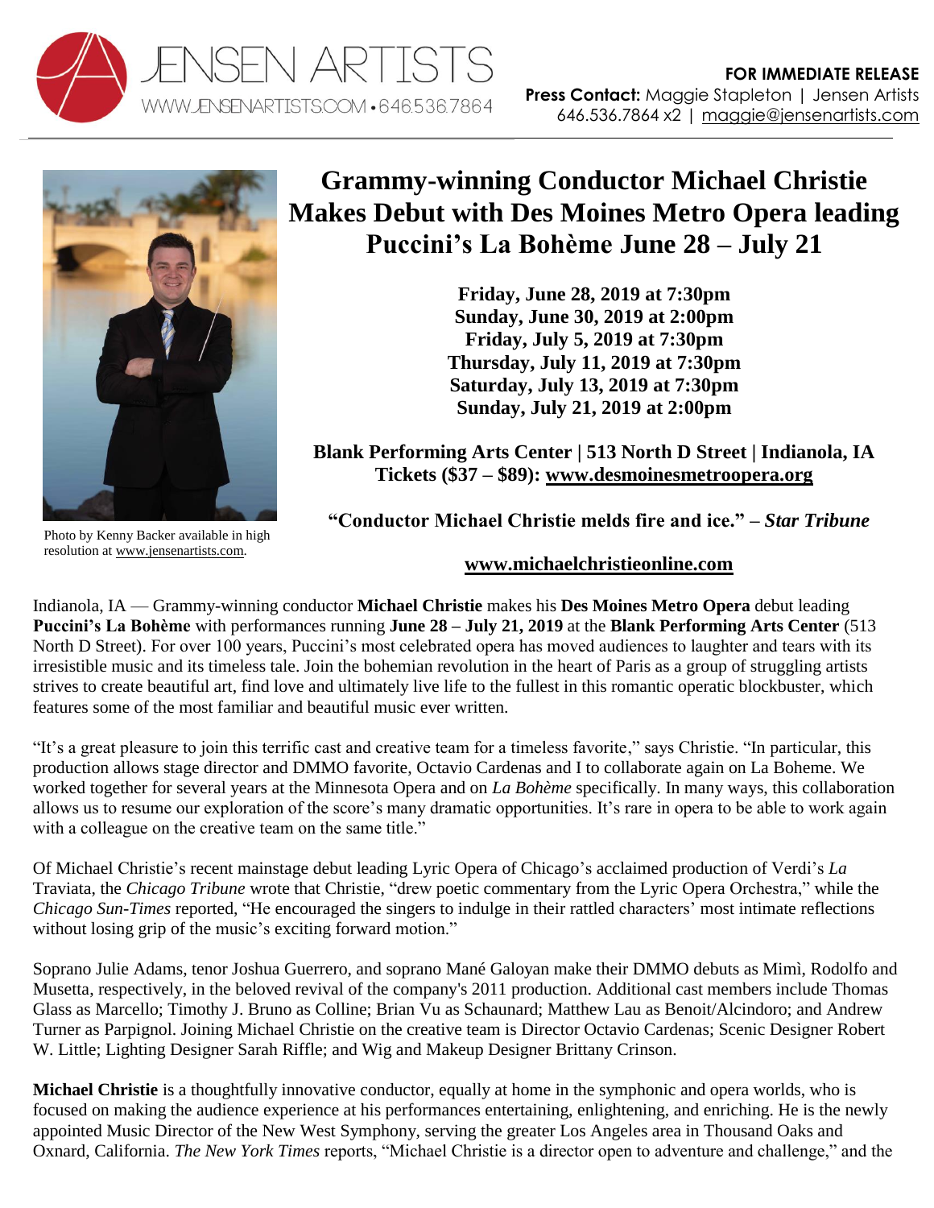JENSEN ARTISTS
WWW.JENSENARTISTS.COM • 646.536.7864

**FOR IMMEDIATE RELEASE**
**Press Contact:** Maggie Stapleton | Jensen Artists
646.536.7864 x2 | maggie@jensenartists.com

Photo by Kenny Backer available in high resolution at www.jensenartists.com.

# Grammy-winning Conductor Michael Christie Makes Debut with Des Moines Metro Opera leading Puccini's La Bohème June 28 – July 21

**Friday, June 28, 2019 at 7:30pm**
**Sunday, June 30, 2019 at 2:00pm**
**Friday, July 5, 2019 at 7:30pm**
**Thursday, July 11, 2019 at 7:30pm**
**Saturday, July 13, 2019 at 7:30pm**
**Sunday, July 21, 2019 at 2:00pm**

**Blank Performing Arts Center | 513 North D Street | Indianola, IA**
**Tickets ($37 – $89): www.desmoinesmetroopera.org**

**"Conductor Michael Christie melds fire and ice." – *Star Tribune***

**www.michaelchristieonline.com**

Indianola, IA — Grammy-winning conductor **Michael Christie** makes his **Des Moines Metro Opera** debut leading **Puccini's La Bohème** with performances running **June 28 – July 21, 2019** at the **Blank Performing Arts Center** (513 North D Street). For over 100 years, Puccini's most celebrated opera has moved audiences to laughter and tears with its irresistible music and its timeless tale. Join the bohemian revolution in the heart of Paris as a group of struggling artists strives to create beautiful art, find love and ultimately live life to the fullest in this romantic operatic blockbuster, which features some of the most familiar and beautiful music ever written.

"It's a great pleasure to join this terrific cast and creative team for a timeless favorite," says Christie. "In particular, this production allows stage director and DMMO favorite, Octavio Cardenas and I to collaborate again on La Boheme. We worked together for several years at the Minnesota Opera and on *La Bohème* specifically. In many ways, this collaboration allows us to resume our exploration of the score's many dramatic opportunities. It's rare in opera to be able to work again with a colleague on the creative team on the same title."

Of Michael Christie's recent mainstage debut leading Lyric Opera of Chicago's acclaimed production of Verdi's *La* Traviata, the *Chicago Tribune* wrote that Christie, "drew poetic commentary from the Lyric Opera Orchestra," while the *Chicago Sun-Times* reported, "He encouraged the singers to indulge in their rattled characters' most intimate reflections without losing grip of the music's exciting forward motion."

Soprano Julie Adams, tenor Joshua Guerrero, and soprano Mané Galoyan make their DMMO debuts as Mimì, Rodolfo and Musetta, respectively, in the beloved revival of the company's 2011 production. Additional cast members include Thomas Glass as Marcello; Timothy J. Bruno as Colline; Brian Vu as Schaunard; Matthew Lau as Benoit/Alcindoro; and Andrew Turner as Parpignol. Joining Michael Christie on the creative team is Director Octavio Cardenas; Scenic Designer Robert W. Little; Lighting Designer Sarah Riffle; and Wig and Makeup Designer Brittany Crinson.

**Michael Christie** is a thoughtfully innovative conductor, equally at home in the symphonic and opera worlds, who is focused on making the audience experience at his performances entertaining, enlightening, and enriching. He is the newly appointed Music Director of the New West Symphony, serving the greater Los Angeles area in Thousand Oaks and Oxnard, California. *The New York Times* reports, "Michael Christie is a director open to adventure and challenge," and the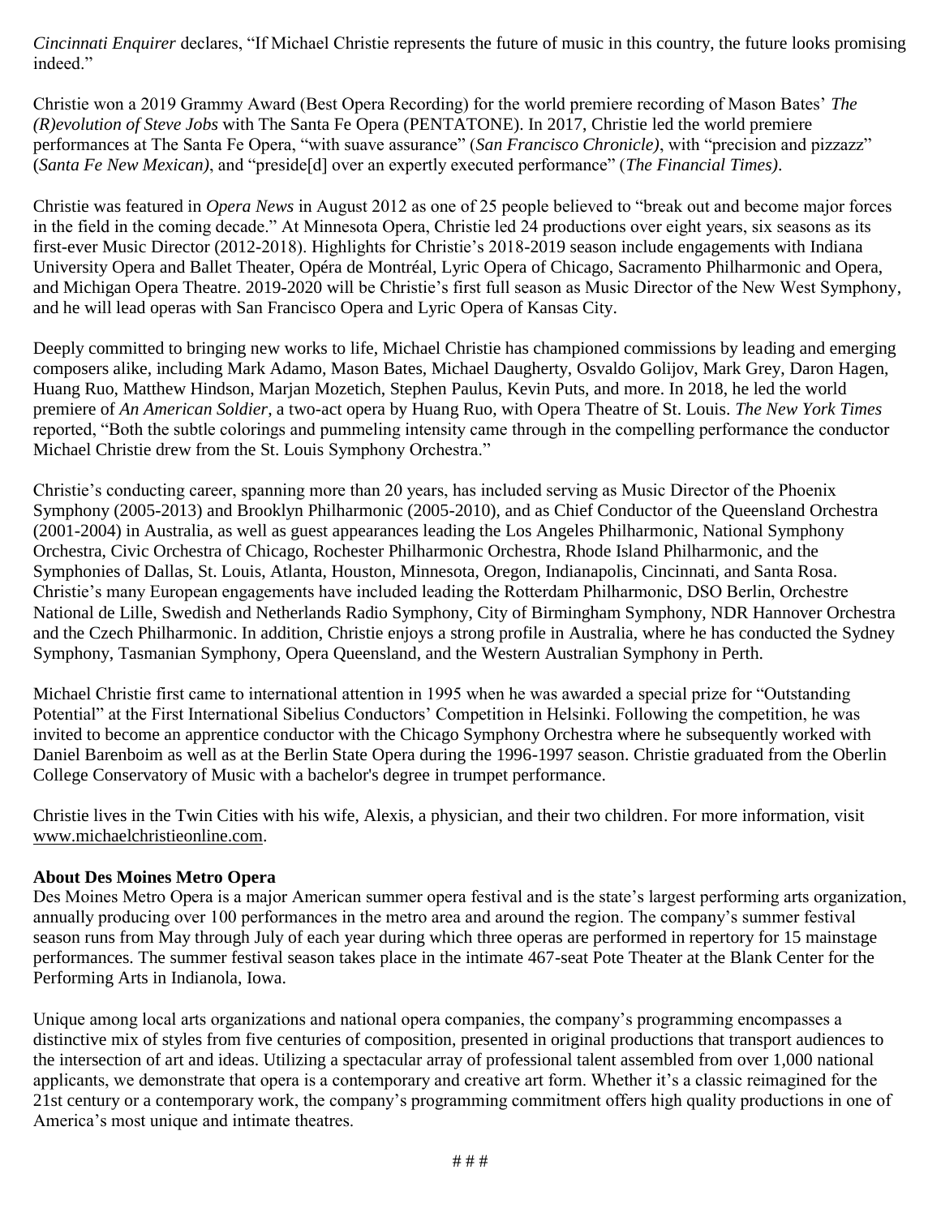*Cincinnati Enquirer* declares, "If Michael Christie represents the future of music in this country, the future looks promising indeed."

Christie won a 2019 Grammy Award (Best Opera Recording) for the world premiere recording of Mason Bates' *The (R)evolution of Steve Jobs* with The Santa Fe Opera (PENTATONE). In 2017, Christie led the world premiere performances at The Santa Fe Opera, "with suave assurance" (*San Francisco Chronicle)*, with "precision and pizzazz" (*Santa Fe New Mexican)*, and "preside[d] over an expertly executed performance" (*The Financial Times)*.

Christie was featured in *Opera News* in August 2012 as one of 25 people believed to "break out and become major forces in the field in the coming decade." At Minnesota Opera, Christie led 24 productions over eight years, six seasons as its first-ever Music Director (2012-2018). Highlights for Christie's 2018-2019 season include engagements with Indiana University Opera and Ballet Theater, Opéra de Montréal, Lyric Opera of Chicago, Sacramento Philharmonic and Opera, and Michigan Opera Theatre. 2019-2020 will be Christie's first full season as Music Director of the New West Symphony, and he will lead operas with San Francisco Opera and Lyric Opera of Kansas City.

Deeply committed to bringing new works to life, Michael Christie has championed commissions by leading and emerging composers alike, including Mark Adamo, Mason Bates, Michael Daugherty, Osvaldo Golijov, Mark Grey, Daron Hagen, Huang Ruo, Matthew Hindson, Marjan Mozetich, Stephen Paulus, Kevin Puts, and more. In 2018, he led the world premiere of *An American Soldier*, a two-act opera by Huang Ruo, with Opera Theatre of St. Louis. *The New York Times* reported, "Both the subtle colorings and pummeling intensity came through in the compelling performance the conductor Michael Christie drew from the St. Louis Symphony Orchestra."

Christie's conducting career, spanning more than 20 years, has included serving as Music Director of the Phoenix Symphony (2005-2013) and Brooklyn Philharmonic (2005-2010), and as Chief Conductor of the Queensland Orchestra (2001-2004) in Australia, as well as guest appearances leading the Los Angeles Philharmonic, National Symphony Orchestra, Civic Orchestra of Chicago, Rochester Philharmonic Orchestra, Rhode Island Philharmonic, and the Symphonies of Dallas, St. Louis, Atlanta, Houston, Minnesota, Oregon, Indianapolis, Cincinnati, and Santa Rosa. Christie's many European engagements have included leading the Rotterdam Philharmonic, DSO Berlin, Orchestre National de Lille, Swedish and Netherlands Radio Symphony, City of Birmingham Symphony, NDR Hannover Orchestra and the Czech Philharmonic. In addition, Christie enjoys a strong profile in Australia, where he has conducted the Sydney Symphony, Tasmanian Symphony, Opera Queensland, and the Western Australian Symphony in Perth.

Michael Christie first came to international attention in 1995 when he was awarded a special prize for "Outstanding Potential" at the First International Sibelius Conductors' Competition in Helsinki. Following the competition, he was invited to become an apprentice conductor with the Chicago Symphony Orchestra where he subsequently worked with Daniel Barenboim as well as at the Berlin State Opera during the 1996-1997 season. Christie graduated from the Oberlin College Conservatory of Music with a bachelor's degree in trumpet performance.

Christie lives in the Twin Cities with his wife, Alexis, a physician, and their two children. For more information, visit www.michaelchristieonline.com.

**About Des Moines Metro Opera**

Des Moines Metro Opera is a major American summer opera festival and is the state's largest performing arts organization, annually producing over 100 performances in the metro area and around the region. The company's summer festival season runs from May through July of each year during which three operas are performed in repertory for 15 mainstage performances. The summer festival season takes place in the intimate 467-seat Pote Theater at the Blank Center for the Performing Arts in Indianola, Iowa.

Unique among local arts organizations and national opera companies, the company's programming encompasses a distinctive mix of styles from five centuries of composition, presented in original productions that transport audiences to the intersection of art and ideas. Utilizing a spectacular array of professional talent assembled from over 1,000 national applicants, we demonstrate that opera is a contemporary and creative art form. Whether it's a classic reimagined for the 21st century or a contemporary work, the company's programming commitment offers high quality productions in one of America's most unique and intimate theatres.

# # #